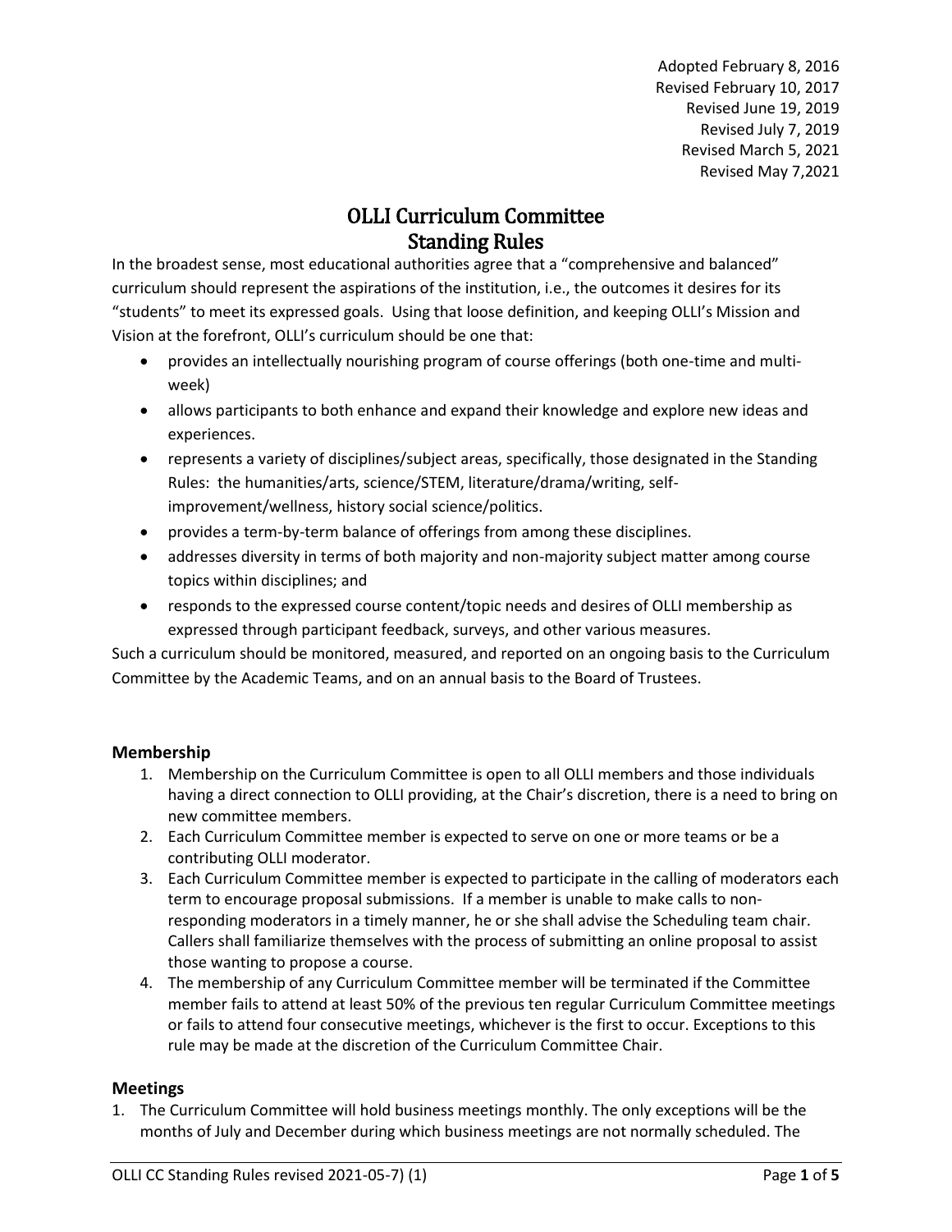Adopted February 8, 2016
Revised February 10, 2017
Revised June 19, 2019
Revised July 7, 2019
Revised March 5, 2021
Revised May 7,2021

# OLLI Curriculum Committee Standing Rules

In the broadest sense, most educational authorities agree that a "comprehensive and balanced" curriculum should represent the aspirations of the institution, i.e., the outcomes it desires for its "students" to meet its expressed goals. Using that loose definition, and keeping OLLI's Mission and Vision at the forefront, OLLI's curriculum should be one that:

- provides an intellectually nourishing program of course offerings (both one-time and multi-week)
- allows participants to both enhance and expand their knowledge and explore new ideas and experiences.
- represents a variety of disciplines/subject areas, specifically, those designated in the Standing Rules: the humanities/arts, science/STEM, literature/drama/writing, self-improvement/wellness, history social science/politics.
- provides a term-by-term balance of offerings from among these disciplines.
- addresses diversity in terms of both majority and non-majority subject matter among course topics within disciplines; and
- responds to the expressed course content/topic needs and desires of OLLI membership as expressed through participant feedback, surveys, and other various measures.

Such a curriculum should be monitored, measured, and reported on an ongoing basis to the Curriculum Committee by the Academic Teams, and on an annual basis to the Board of Trustees.

## Membership

1. Membership on the Curriculum Committee is open to all OLLI members and those individuals having a direct connection to OLLI providing, at the Chair's discretion, there is a need to bring on new committee members.
2. Each Curriculum Committee member is expected to serve on one or more teams or be a contributing OLLI moderator.
3. Each Curriculum Committee member is expected to participate in the calling of moderators each term to encourage proposal submissions. If a member is unable to make calls to non-responding moderators in a timely manner, he or she shall advise the Scheduling team chair. Callers shall familiarize themselves with the process of submitting an online proposal to assist those wanting to propose a course.
4. The membership of any Curriculum Committee member will be terminated if the Committee member fails to attend at least 50% of the previous ten regular Curriculum Committee meetings or fails to attend four consecutive meetings, whichever is the first to occur. Exceptions to this rule may be made at the discretion of the Curriculum Committee Chair.

## Meetings

1. The Curriculum Committee will hold business meetings monthly. The only exceptions will be the months of July and December during which business meetings are not normally scheduled. The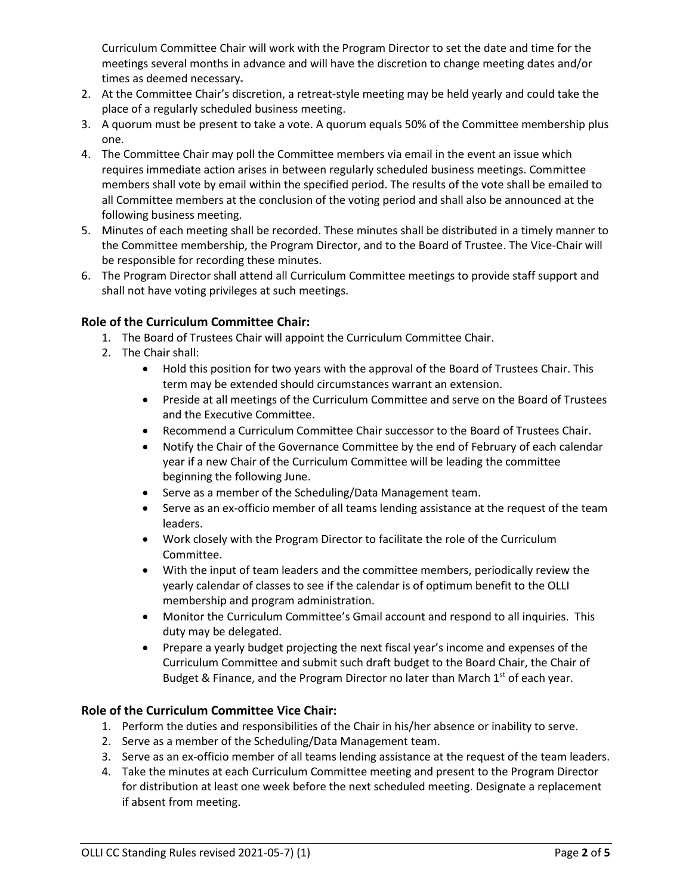Curriculum Committee Chair will work with the Program Director to set the date and time for the meetings several months in advance and will have the discretion to change meeting dates and/or times as deemed necessary.

2. At the Committee Chair's discretion, a retreat-style meeting may be held yearly and could take the place of a regularly scheduled business meeting.
3. A quorum must be present to take a vote. A quorum equals 50% of the Committee membership plus one.
4. The Committee Chair may poll the Committee members via email in the event an issue which requires immediate action arises in between regularly scheduled business meetings. Committee members shall vote by email within the specified period. The results of the vote shall be emailed to all Committee members at the conclusion of the voting period and shall also be announced at the following business meeting.
5. Minutes of each meeting shall be recorded. These minutes shall be distributed in a timely manner to the Committee membership, the Program Director, and to the Board of Trustee. The Vice-Chair will be responsible for recording these minutes.
6. The Program Director shall attend all Curriculum Committee meetings to provide staff support and shall not have voting privileges at such meetings.

### Role of the Curriculum Committee Chair:

1. The Board of Trustees Chair will appoint the Curriculum Committee Chair.
2. The Chair shall:
   - Hold this position for two years with the approval of the Board of Trustees Chair. This term may be extended should circumstances warrant an extension.
   - Preside at all meetings of the Curriculum Committee and serve on the Board of Trustees and the Executive Committee.
   - Recommend a Curriculum Committee Chair successor to the Board of Trustees Chair.
   - Notify the Chair of the Governance Committee by the end of February of each calendar year if a new Chair of the Curriculum Committee will be leading the committee beginning the following June.
   - Serve as a member of the Scheduling/Data Management team.
   - Serve as an ex-officio member of all teams lending assistance at the request of the team leaders.
   - Work closely with the Program Director to facilitate the role of the Curriculum Committee.
   - With the input of team leaders and the committee members, periodically review the yearly calendar of classes to see if the calendar is of optimum benefit to the OLLI membership and program administration.
   - Monitor the Curriculum Committee's Gmail account and respond to all inquiries. This duty may be delegated.
   - Prepare a yearly budget projecting the next fiscal year's income and expenses of the Curriculum Committee and submit such draft budget to the Board Chair, the Chair of Budget & Finance, and the Program Director no later than March 1st of each year.

### Role of the Curriculum Committee Vice Chair:

1. Perform the duties and responsibilities of the Chair in his/her absence or inability to serve.
2. Serve as a member of the Scheduling/Data Management team.
3. Serve as an ex-officio member of all teams lending assistance at the request of the team leaders.
4. Take the minutes at each Curriculum Committee meeting and present to the Program Director for distribution at least one week before the next scheduled meeting. Designate a replacement if absent from meeting.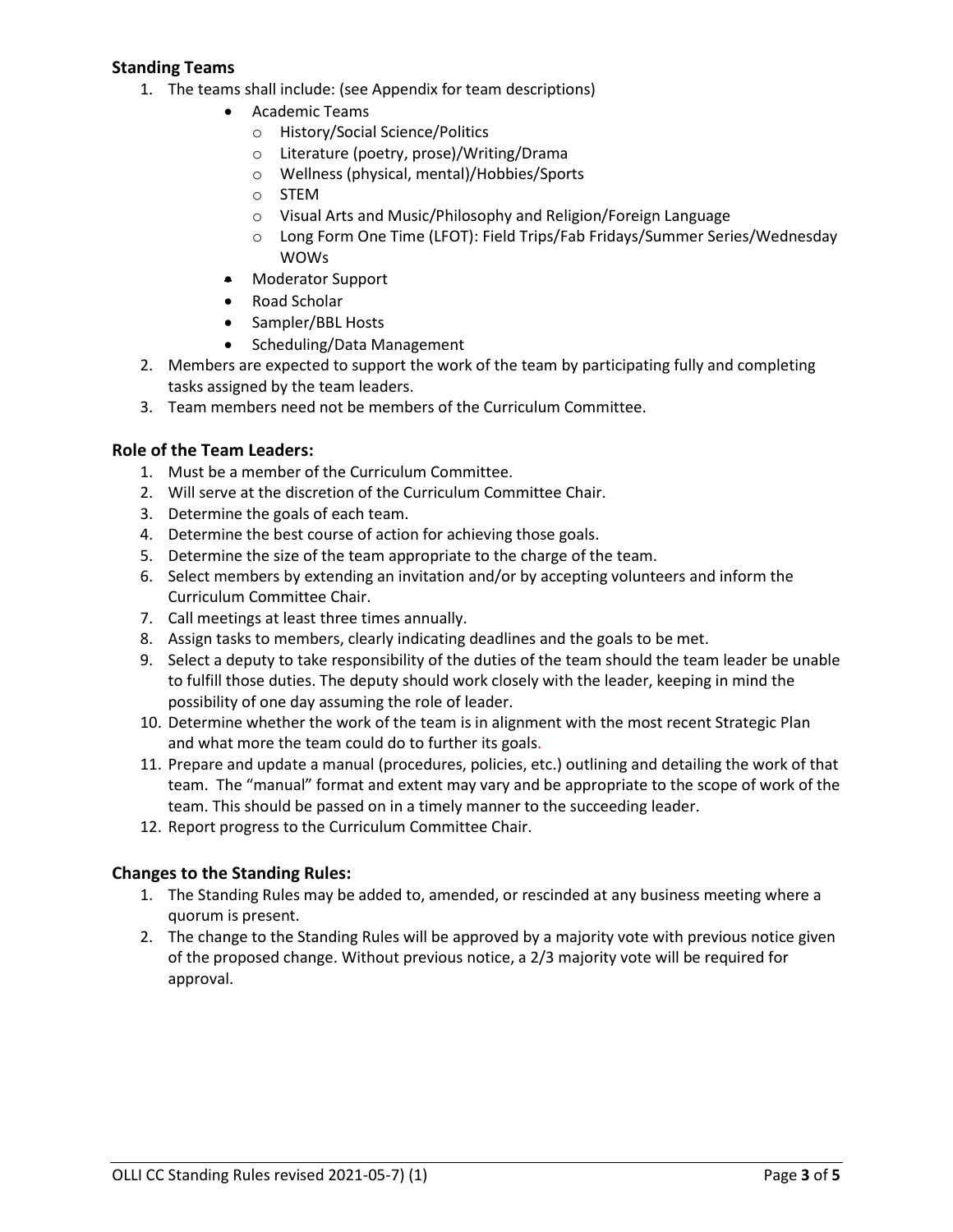### Standing Teams

1. The teams shall include: (see Appendix for team descriptions)
   - Academic Teams
     - History/Social Science/Politics
     - Literature (poetry, prose)/Writing/Drama
     - Wellness (physical, mental)/Hobbies/Sports
     - STEM
     - Visual Arts and Music/Philosophy and Religion/Foreign Language
     - Long Form One Time (LFOT): Field Trips/Fab Fridays/Summer Series/Wednesday WOWs
   - Moderator Support
   - Road Scholar
   - Sampler/BBL Hosts
   - Scheduling/Data Management
2. Members are expected to support the work of the team by participating fully and completing tasks assigned by the team leaders.
3. Team members need not be members of the Curriculum Committee.

### Role of the Team Leaders:

1. Must be a member of the Curriculum Committee.
2. Will serve at the discretion of the Curriculum Committee Chair.
3. Determine the goals of each team.
4. Determine the best course of action for achieving those goals.
5. Determine the size of the team appropriate to the charge of the team.
6. Select members by extending an invitation and/or by accepting volunteers and inform the Curriculum Committee Chair.
7. Call meetings at least three times annually.
8. Assign tasks to members, clearly indicating deadlines and the goals to be met.
9. Select a deputy to take responsibility of the duties of the team should the team leader be unable to fulfill those duties. The deputy should work closely with the leader, keeping in mind the possibility of one day assuming the role of leader.
10. Determine whether the work of the team is in alignment with the most recent Strategic Plan and what more the team could do to further its goals.
11. Prepare and update a manual (procedures, policies, etc.) outlining and detailing the work of that team. The "manual" format and extent may vary and be appropriate to the scope of work of the team. This should be passed on in a timely manner to the succeeding leader.
12. Report progress to the Curriculum Committee Chair.

### Changes to the Standing Rules:

1. The Standing Rules may be added to, amended, or rescinded at any business meeting where a quorum is present.
2. The change to the Standing Rules will be approved by a majority vote with previous notice given of the proposed change. Without previous notice, a 2/3 majority vote will be required for approval.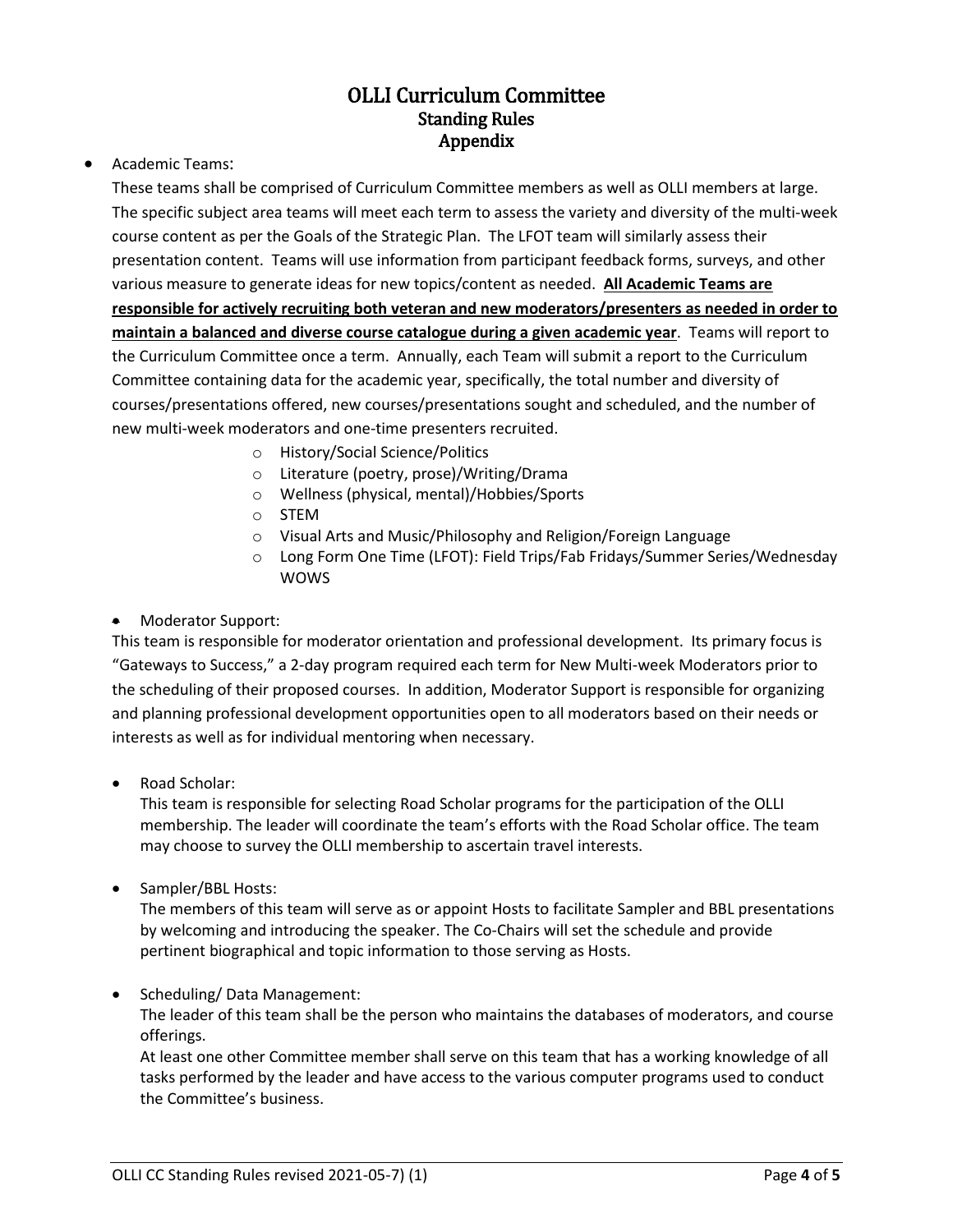# OLLI Curriculum Committee
## Standing Rules
## Appendix

- Academic Teams:

  These teams shall be comprised of Curriculum Committee members as well as OLLI members at large. The specific subject area teams will meet each term to assess the variety and diversity of the multi-week course content as per the Goals of the Strategic Plan. The LFOT team will similarly assess their presentation content. Teams will use information from participant feedback forms, surveys, and other various measure to generate ideas for new topics/content as needed. **<u>All Academic Teams are responsible for actively recruiting both veteran and new moderators/presenters as needed in order to maintain a balanced and diverse course catalogue during a given academic year</u>**. Teams will report to the Curriculum Committee once a term. Annually, each Team will submit a report to the Curriculum Committee containing data for the academic year, specifically, the total number and diversity of courses/presentations offered, new courses/presentations sought and scheduled, and the number of new multi-week moderators and one-time presenters recruited.

  - History/Social Science/Politics
  - Literature (poetry, prose)/Writing/Drama
  - Wellness (physical, mental)/Hobbies/Sports
  - STEM
  - Visual Arts and Music/Philosophy and Religion/Foreign Language
  - Long Form One Time (LFOT): Field Trips/Fab Fridays/Summer Series/Wednesday WOWS

- Moderator Support:

  This team is responsible for moderator orientation and professional development. Its primary focus is "Gateways to Success," a 2-day program required each term for New Multi-week Moderators prior to the scheduling of their proposed courses. In addition, Moderator Support is responsible for organizing and planning professional development opportunities open to all moderators based on their needs or interests as well as for individual mentoring when necessary.

- Road Scholar:

  This team is responsible for selecting Road Scholar programs for the participation of the OLLI membership. The leader will coordinate the team's efforts with the Road Scholar office. The team may choose to survey the OLLI membership to ascertain travel interests.

- Sampler/BBL Hosts:

  The members of this team will serve as or appoint Hosts to facilitate Sampler and BBL presentations by welcoming and introducing the speaker. The Co-Chairs will set the schedule and provide pertinent biographical and topic information to those serving as Hosts.

- Scheduling/ Data Management:

  The leader of this team shall be the person who maintains the databases of moderators, and course offerings.

  At least one other Committee member shall serve on this team that has a working knowledge of all tasks performed by the leader and have access to the various computer programs used to conduct the Committee's business.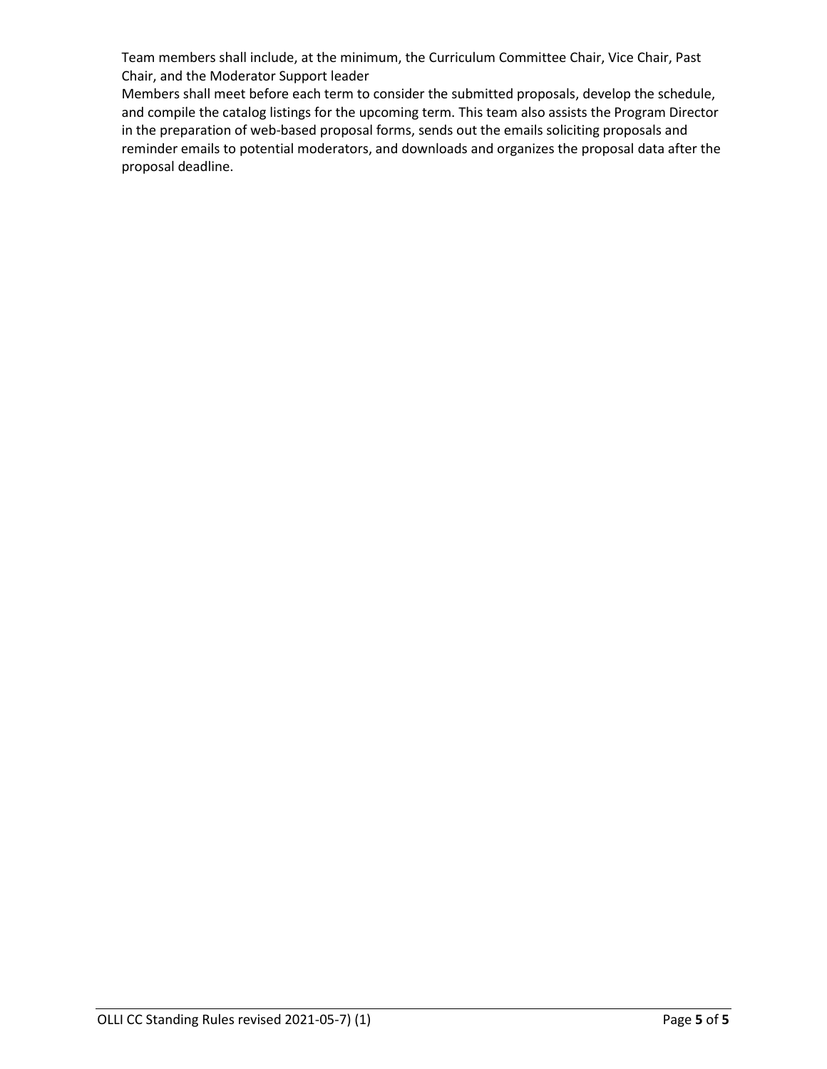Team members shall include, at the minimum, the Curriculum Committee Chair, Vice Chair, Past Chair, and the Moderator Support leader

Members shall meet before each term to consider the submitted proposals, develop the schedule, and compile the catalog listings for the upcoming term. This team also assists the Program Director in the preparation of web-based proposal forms, sends out the emails soliciting proposals and reminder emails to potential moderators, and downloads and organizes the proposal data after the proposal deadline.